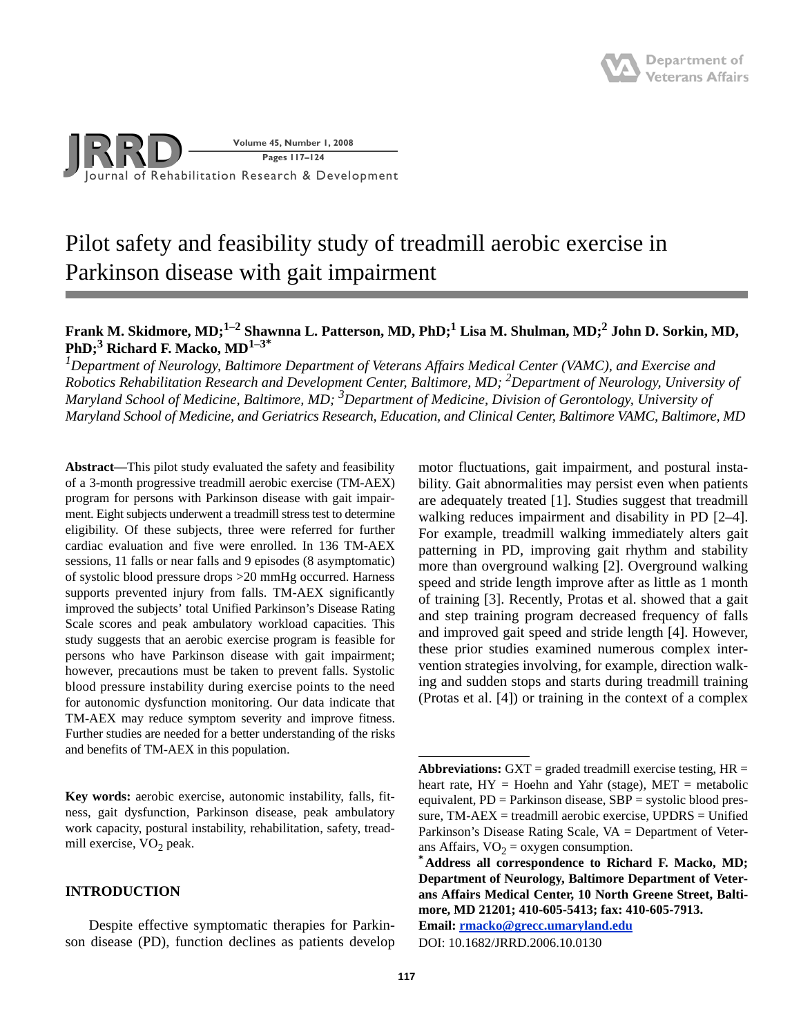# Pilot safety and feasibility study of treadmill aerobic exercise in Parkinson disease with gait impairment

**Frank M. Skidmore, MD;[1–2] Shawnna L. Patterson, MD, PhD;[1] Lisa M. Shulman, MD;[2] John D. Sorkin, MD, PhD;[3] Richard F. Macko, MD[1–3*]**

*[1]Department of Neurology, Baltimore Department of Veterans Affairs Medical Center (VAMC), and Exercise and Robotics Rehabilitation Research and Development Center, Baltimore, MD; [2]Department of Neurology, University of Maryland School of Medicine, Baltimore, MD; [3]Department of Medicine, Division of Gerontology, University of Maryland School of Medicine, and Geriatrics Research, Education, and Clinical Center, Baltimore VAMC, Baltimore, MD*

**Abstract—**This pilot study evaluated the safety and feasibility of a 3-month progressive treadmill aerobic exercise (TM-AEX) program for persons with Parkinson disease with gait impairment. Eight subjects underwent a treadmill stress test to determine eligibility. Of these subjects, three were referred for further cardiac evaluation and five were enrolled. In 136 TM-AEX sessions, 11 falls or near falls and 9 episodes (8 asymptomatic) of systolic blood pressure drops >20 mmHg occurred. Harness supports prevented injury from falls. TM-AEX significantly improved the subjects' total Unified Parkinson's Disease Rating Scale scores and peak ambulatory workload capacities. This study suggests that an aerobic exercise program is feasible for persons who have Parkinson disease with gait impairment; however, precautions must be taken to prevent falls. Systolic blood pressure instability during exercise points to the need for autonomic dysfunction monitoring. Our data indicate that TM-AEX may reduce symptom severity and improve fitness. Further studies are needed for a better understanding of the risks and benefits of TM-AEX in this population.

**Key words:** aerobic exercise, autonomic instability, falls, fitness, gait dysfunction, Parkinson disease, peak ambulatory work capacity, postural instability, rehabilitation, safety, treadmill exercise, $VO_2$ peak.

## INTRODUCTION

Despite effective symptomatic therapies for Parkinson disease (PD), function declines as patients develop motor fluctuations, gait impairment, and postural instability. Gait abnormalities may persist even when patients are adequately treated [1]. Studies suggest that treadmill walking reduces impairment and disability in PD [2–4]. For example, treadmill walking immediately alters gait patterning in PD, improving gait rhythm and stability more than overground walking [2]. Overground walking speed and stride length improve after as little as 1 month of training [3]. Recently, Protas et al. showed that a gait and step training program decreased frequency of falls and improved gait speed and stride length [4]. However, these prior studies examined numerous complex intervention strategies involving, for example, direction walking and sudden stops and starts during treadmill training (Protas et al. [4]) or training in the context of a complex

**Abbreviations:** GXT = graded treadmill exercise testing, HR = heart rate, HY = Hoehn and Yahr (stage), MET = metabolic equivalent, PD = Parkinson disease, SBP = systolic blood pressure, TM-AEX = treadmill aerobic exercise, UPDRS = Unified Parkinson's Disease Rating Scale, VA = Department of Veterans Affairs, $VO_2$ = oxygen consumption.

**[*]Address all correspondence to Richard F. Macko, MD; Department of Neurology, Baltimore Department of Veterans Affairs Medical Center, 10 North Greene Street, Baltimore, MD 21201; 410-605-5413; fax: 410-605-7913. Email: rmacko@grecc.umaryland.edu**

DOI: 10.1682/JRRD.2006.10.0130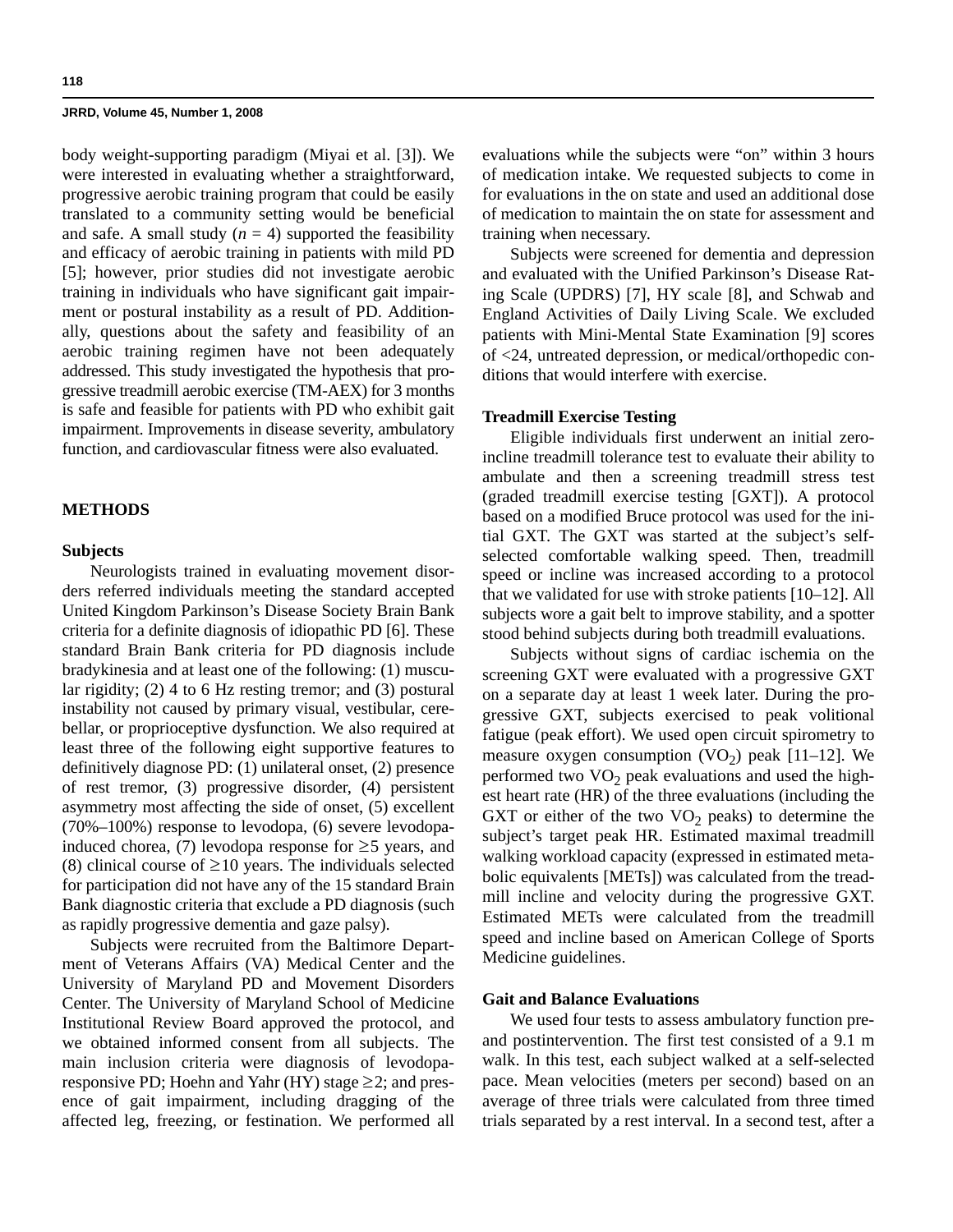body weight-supporting paradigm (Miyai et al. [3]). We were interested in evaluating whether a straightforward, progressive aerobic training program that could be easily translated to a community setting would be beneficial and safe. A small study ($n$ = 4) supported the feasibility and efficacy of aerobic training in patients with mild PD [5]; however, prior studies did not investigate aerobic training in individuals who have significant gait impairment or postural instability as a result of PD. Additionally, questions about the safety and feasibility of an aerobic training regimen have not been adequately addressed. This study investigated the hypothesis that progressive treadmill aerobic exercise (TM-AEX) for 3 months is safe and feasible for patients with PD who exhibit gait impairment. Improvements in disease severity, ambulatory function, and cardiovascular fitness were also evaluated.

## METHODS

### Subjects

Neurologists trained in evaluating movement disorders referred individuals meeting the standard accepted United Kingdom Parkinson's Disease Society Brain Bank criteria for a definite diagnosis of idiopathic PD [6]. These standard Brain Bank criteria for PD diagnosis include bradykinesia and at least one of the following: (1) muscular rigidity; (2) 4 to 6 Hz resting tremor; and (3) postural instability not caused by primary visual, vestibular, cerebellar, or proprioceptive dysfunction. We also required at least three of the following eight supportive features to definitively diagnose PD: (1) unilateral onset, (2) presence of rest tremor, (3) progressive disorder, (4) persistent asymmetry most affecting the side of onset, (5) excellent (70%–100%) response to levodopa, (6) severe levodopa-induced chorea, (7) levodopa response for ≥5 years, and (8) clinical course of ≥10 years. The individuals selected for participation did not have any of the 15 standard Brain Bank diagnostic criteria that exclude a PD diagnosis (such as rapidly progressive dementia and gaze palsy).

Subjects were recruited from the Baltimore Department of Veterans Affairs (VA) Medical Center and the University of Maryland PD and Movement Disorders Center. The University of Maryland School of Medicine Institutional Review Board approved the protocol, and we obtained informed consent from all subjects. The main inclusion criteria were diagnosis of levodopa-responsive PD; Hoehn and Yahr (HY) stage ≥2; and presence of gait impairment, including dragging of the affected leg, freezing, or festination. We performed all evaluations while the subjects were "on" within 3 hours of medication intake. We requested subjects to come in for evaluations in the on state and used an additional dose of medication to maintain the on state for assessment and training when necessary.

Subjects were screened for dementia and depression and evaluated with the Unified Parkinson's Disease Rating Scale (UPDRS) [7], HY scale [8], and Schwab and England Activities of Daily Living Scale. We excluded patients with Mini-Mental State Examination [9] scores of <24, untreated depression, or medical/orthopedic conditions that would interfere with exercise.

### Treadmill Exercise Testing

Eligible individuals first underwent an initial zero-incline treadmill tolerance test to evaluate their ability to ambulate and then a screening treadmill stress test (graded treadmill exercise testing [GXT]). A protocol based on a modified Bruce protocol was used for the initial GXT. The GXT was started at the subject's self-selected comfortable walking speed. Then, treadmill speed or incline was increased according to a protocol that we validated for use with stroke patients [10–12]. All subjects wore a gait belt to improve stability, and a spotter stood behind subjects during both treadmill evaluations.

Subjects without signs of cardiac ischemia on the screening GXT were evaluated with a progressive GXT on a separate day at least 1 week later. During the progressive GXT, subjects exercised to peak volitional fatigue (peak effort). We used open circuit spirometry to measure oxygen consumption ($VO_2$) peak [11–12]. We performed two $VO_2$ peak evaluations and used the highest heart rate (HR) of the three evaluations (including the GXT or either of the two $VO_2$ peaks) to determine the subject's target peak HR. Estimated maximal treadmill walking workload capacity (expressed in estimated metabolic equivalents [METs]) was calculated from the treadmill incline and velocity during the progressive GXT. Estimated METs were calculated from the treadmill speed and incline based on American College of Sports Medicine guidelines.

### Gait and Balance Evaluations

We used four tests to assess ambulatory function pre- and postintervention. The first test consisted of a 9.1 m walk. In this test, each subject walked at a self-selected pace. Mean velocities (meters per second) based on an average of three trials were calculated from three timed trials separated by a rest interval. In a second test, after a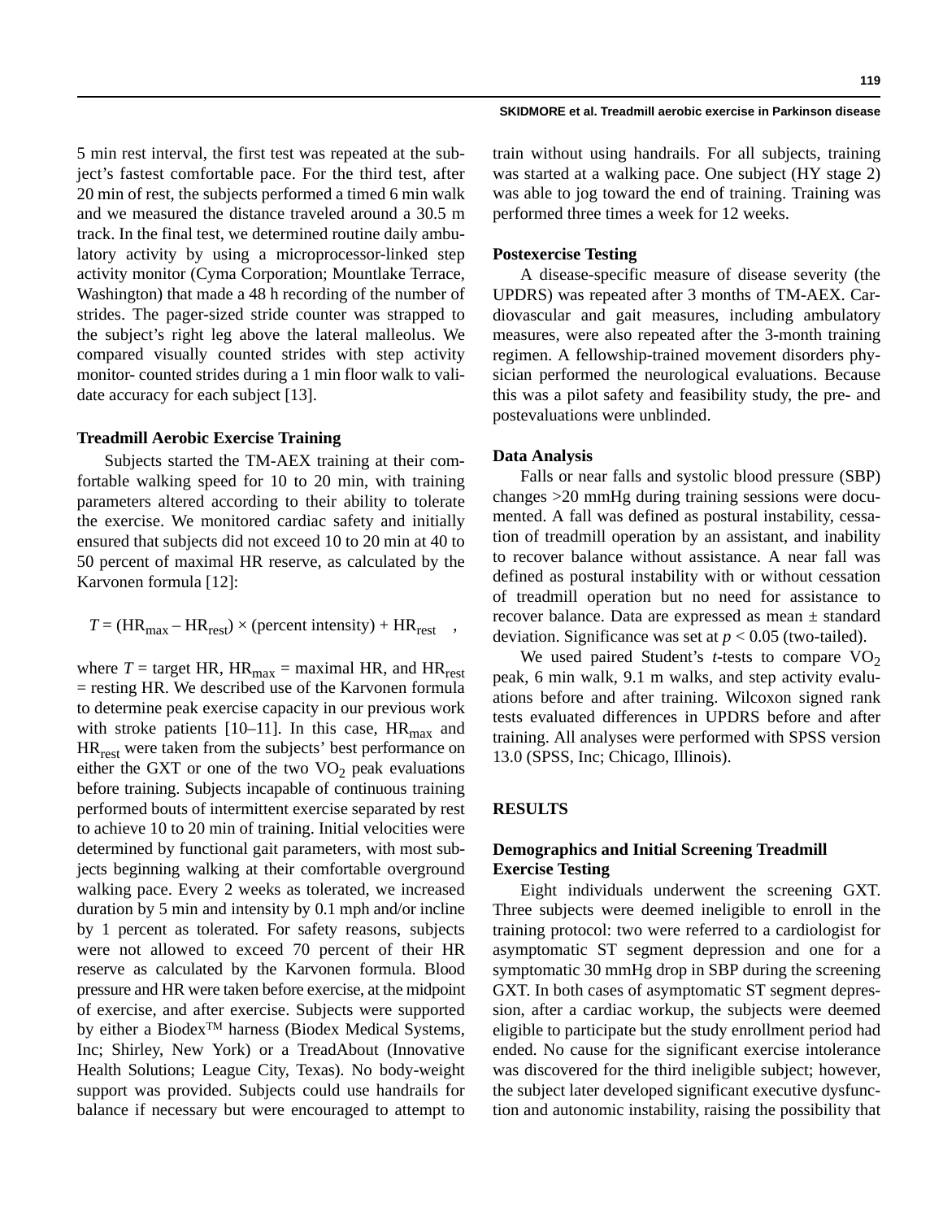5 min rest interval, the first test was repeated at the subject's fastest comfortable pace. For the third test, after 20 min of rest, the subjects performed a timed 6 min walk and we measured the distance traveled around a 30.5 m track. In the final test, we determined routine daily ambulatory activity by using a microprocessor-linked step activity monitor (Cyma Corporation; Mountlake Terrace, Washington) that made a 48 h recording of the number of strides. The pager-sized stride counter was strapped to the subject's right leg above the lateral malleolus. We compared visually counted strides with step activity monitor- counted strides during a 1 min floor walk to validate accuracy for each subject [13].

### Treadmill Aerobic Exercise Training

Subjects started the TM-AEX training at their comfortable walking speed for 10 to 20 min, with training parameters altered according to their ability to tolerate the exercise. We monitored cardiac safety and initially ensured that subjects did not exceed 10 to 20 min at 40 to 50 percent of maximal HR reserve, as calculated by the Karvonen formula [12]:

$$T = (HR_{max} - HR_{rest}) \times (\text{percent intensity}) + HR_{rest} \quad ,$$

where $T$ = target HR, $HR_{max}$ = maximal HR, and $HR_{rest}$ = resting HR. We described use of the Karvonen formula to determine peak exercise capacity in our previous work with stroke patients [10–11]. In this case, $HR_{max}$ and $HR_{rest}$ were taken from the subjects' best performance on either the GXT or one of the two $VO_2$ peak evaluations before training. Subjects incapable of continuous training performed bouts of intermittent exercise separated by rest to achieve 10 to 20 min of training. Initial velocities were determined by functional gait parameters, with most subjects beginning walking at their comfortable overground walking pace. Every 2 weeks as tolerated, we increased duration by 5 min and intensity by 0.1 mph and/or incline by 1 percent as tolerated. For safety reasons, subjects were not allowed to exceed 70 percent of their HR reserve as calculated by the Karvonen formula. Blood pressure and HR were taken before exercise, at the midpoint of exercise, and after exercise. Subjects were supported by either a Biodex™ harness (Biodex Medical Systems, Inc; Shirley, New York) or a TreadAbout (Innovative Health Solutions; League City, Texas). No body-weight support was provided. Subjects could use handrails for balance if necessary but were encouraged to attempt to train without using handrails. For all subjects, training was started at a walking pace. One subject (HY stage 2) was able to jog toward the end of training. Training was performed three times a week for 12 weeks.

### Postexercise Testing

A disease-specific measure of disease severity (the UPDRS) was repeated after 3 months of TM-AEX. Cardiovascular and gait measures, including ambulatory measures, were also repeated after the 3-month training regimen. A fellowship-trained movement disorders physician performed the neurological evaluations. Because this was a pilot safety and feasibility study, the pre- and postevaluations were unblinded.

### Data Analysis

Falls or near falls and systolic blood pressure (SBP) changes >20 mmHg during training sessions were documented. A fall was defined as postural instability, cessation of treadmill operation by an assistant, and inability to recover balance without assistance. A near fall was defined as postural instability with or without cessation of treadmill operation but no need for assistance to recover balance. Data are expressed as mean ± standard deviation. Significance was set at $p < 0.05$ (two-tailed).

We used paired Student's *t*-tests to compare $VO_2$ peak, 6 min walk, 9.1 m walks, and step activity evaluations before and after training. Wilcoxon signed rank tests evaluated differences in UPDRS before and after training. All analyses were performed with SPSS version 13.0 (SPSS, Inc; Chicago, Illinois).

## RESULTS

### Demographics and Initial Screening Treadmill Exercise Testing

Eight individuals underwent the screening GXT. Three subjects were deemed ineligible to enroll in the training protocol: two were referred to a cardiologist for asymptomatic ST segment depression and one for a symptomatic 30 mmHg drop in SBP during the screening GXT. In both cases of asymptomatic ST segment depression, after a cardiac workup, the subjects were deemed eligible to participate but the study enrollment period had ended. No cause for the significant exercise intolerance was discovered for the third ineligible subject; however, the subject later developed significant executive dysfunction and autonomic instability, raising the possibility that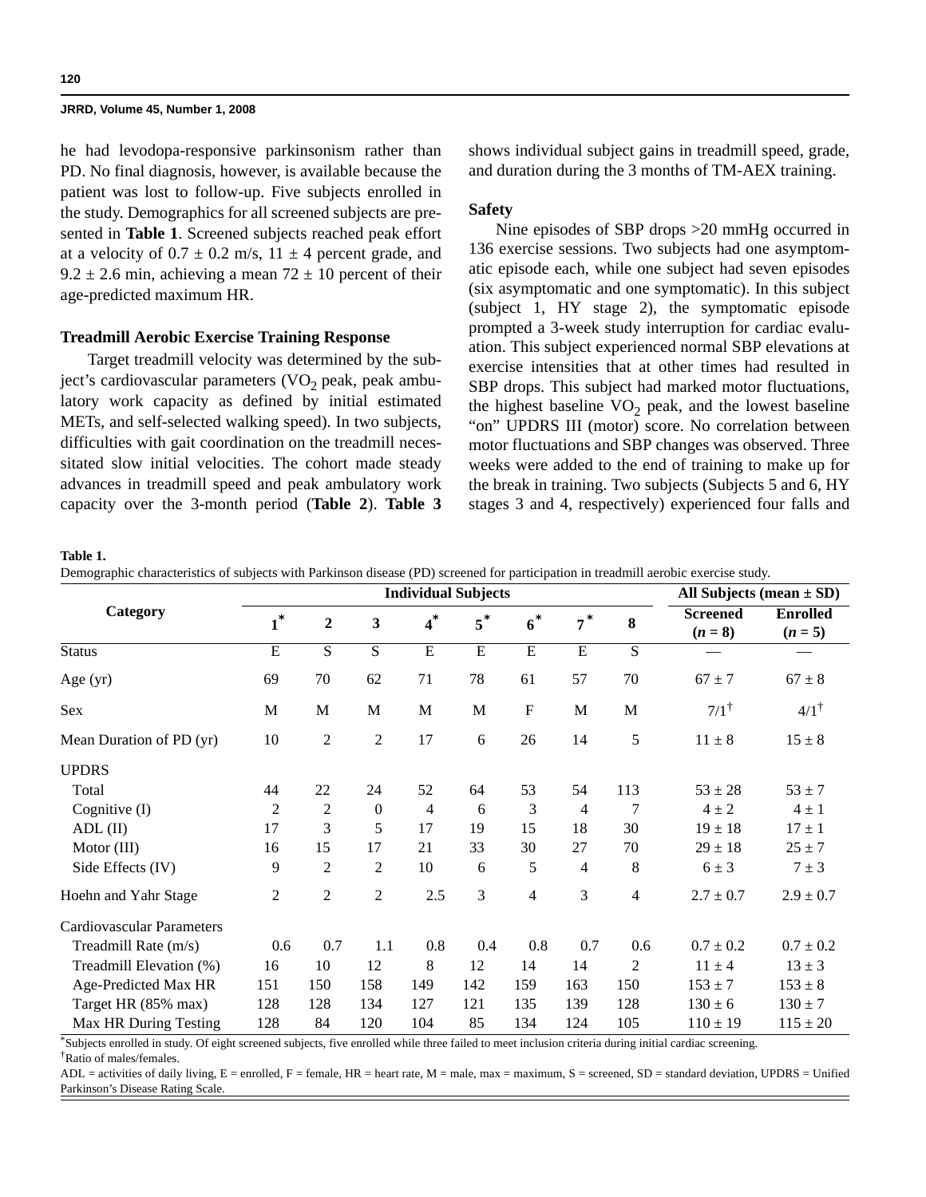he had levodopa-responsive parkinsonism rather than PD. No final diagnosis, however, is available because the patient was lost to follow-up. Five subjects enrolled in the study. Demographics for all screened subjects are presented in **Table 1**. Screened subjects reached peak effort at a velocity of 0.7 ± 0.2 m/s, 11 ± 4 percent grade, and 9.2 ± 2.6 min, achieving a mean 72 ± 10 percent of their age-predicted maximum HR.

### Treadmill Aerobic Exercise Training Response

Target treadmill velocity was determined by the subject's cardiovascular parameters ($VO_2$ peak, peak ambulatory work capacity as defined by initial estimated METs, and self-selected walking speed). In two subjects, difficulties with gait coordination on the treadmill necessitated slow initial velocities. The cohort made steady advances in treadmill speed and peak ambulatory work capacity over the 3-month period (**Table 2**). **Table 3** shows individual subject gains in treadmill speed, grade, and duration during the 3 months of TM-AEX training.

### Safety

Nine episodes of SBP drops >20 mmHg occurred in 136 exercise sessions. Two subjects had one asymptomatic episode each, while one subject had seven episodes (six asymptomatic and one symptomatic). In this subject (subject 1, HY stage 2), the symptomatic episode prompted a 3-week study interruption for cardiac evaluation. This subject experienced normal SBP elevations at exercise intensities that at other times had resulted in SBP drops. This subject had marked motor fluctuations, the highest baseline $VO_2$ peak, and the lowest baseline "on" UPDRS III (motor) score. No correlation between motor fluctuations and SBP changes was observed. Three weeks were added to the end of training to make up for the break in training. Two subjects (Subjects 5 and 6, HY stages 3 and 4, respectively) experienced four falls and

**Table 1.**
Demographic characteristics of subjects with Parkinson disease (PD) screened for participation in treadmill aerobic exercise study.

| Category | Individual Subjects | | | | | | | | All Subjects (mean ± SD) | |
|---|---|---|---|---|---|---|---|---|---|---|
| | 1* | 2 | 3 | 4* | 5* | 6* | 7* | 8 | Screened (*n* = 8) | Enrolled (*n* = 5) |
| Status | E | S | S | E | E | E | E | S | — | — |
| Age (yr) | 69 | 70 | 62 | 71 | 78 | 61 | 57 | 70 | 67 ± 7 | 67 ± 8 |
| Sex | M | M | M | M | M | F | M | M | 7/1† | 4/1† |
| Mean Duration of PD (yr) | 10 | 2 | 2 | 17 | 6 | 26 | 14 | 5 | 11 ± 8 | 15 ± 8 |
| UPDRS | | | | | | | | | | |
| Total | 44 | 22 | 24 | 52 | 64 | 53 | 54 | 113 | 53 ± 28 | 53 ± 7 |
| Cognitive (I) | 2 | 2 | 0 | 4 | 6 | 3 | 4 | 7 | 4 ± 2 | 4 ± 1 |
| ADL (II) | 17 | 3 | 5 | 17 | 19 | 15 | 18 | 30 | 19 ± 18 | 17 ± 1 |
| Motor (III) | 16 | 15 | 17 | 21 | 33 | 30 | 27 | 70 | 29 ± 18 | 25 ± 7 |
| Side Effects (IV) | 9 | 2 | 2 | 10 | 6 | 5 | 4 | 8 | 6 ± 3 | 7 ± 3 |
| Hoehn and Yahr Stage | 2 | 2 | 2 | 2.5 | 3 | 4 | 3 | 4 | 2.7 ± 0.7 | 2.9 ± 0.7 |
| Cardiovascular Parameters | | | | | | | | | | |
| Treadmill Rate (m/s) | 0.6 | 0.7 | 1.1 | 0.8 | 0.4 | 0.8 | 0.7 | 0.6 | 0.7 ± 0.2 | 0.7 ± 0.2 |
| Treadmill Elevation (%) | 16 | 10 | 12 | 8 | 12 | 14 | 14 | 2 | 11 ± 4 | 13 ± 3 |
| Age-Predicted Max HR | 151 | 150 | 158 | 149 | 142 | 159 | 163 | 150 | 153 ± 7 | 153 ± 8 |
| Target HR (85% max) | 128 | 128 | 134 | 127 | 121 | 135 | 139 | 128 | 130 ± 6 | 130 ± 7 |
| Max HR During Testing | 128 | 84 | 120 | 104 | 85 | 134 | 124 | 105 | 110 ± 19 | 115 ± 20 |

*Subjects enrolled in study. Of eight screened subjects, five enrolled while three failed to meet inclusion criteria during initial cardiac screening.
†Ratio of males/females.
ADL = activities of daily living, E = enrolled, F = female, HR = heart rate, M = male, max = maximum, S = screened, SD = standard deviation, UPDRS = Unified Parkinson's Disease Rating Scale.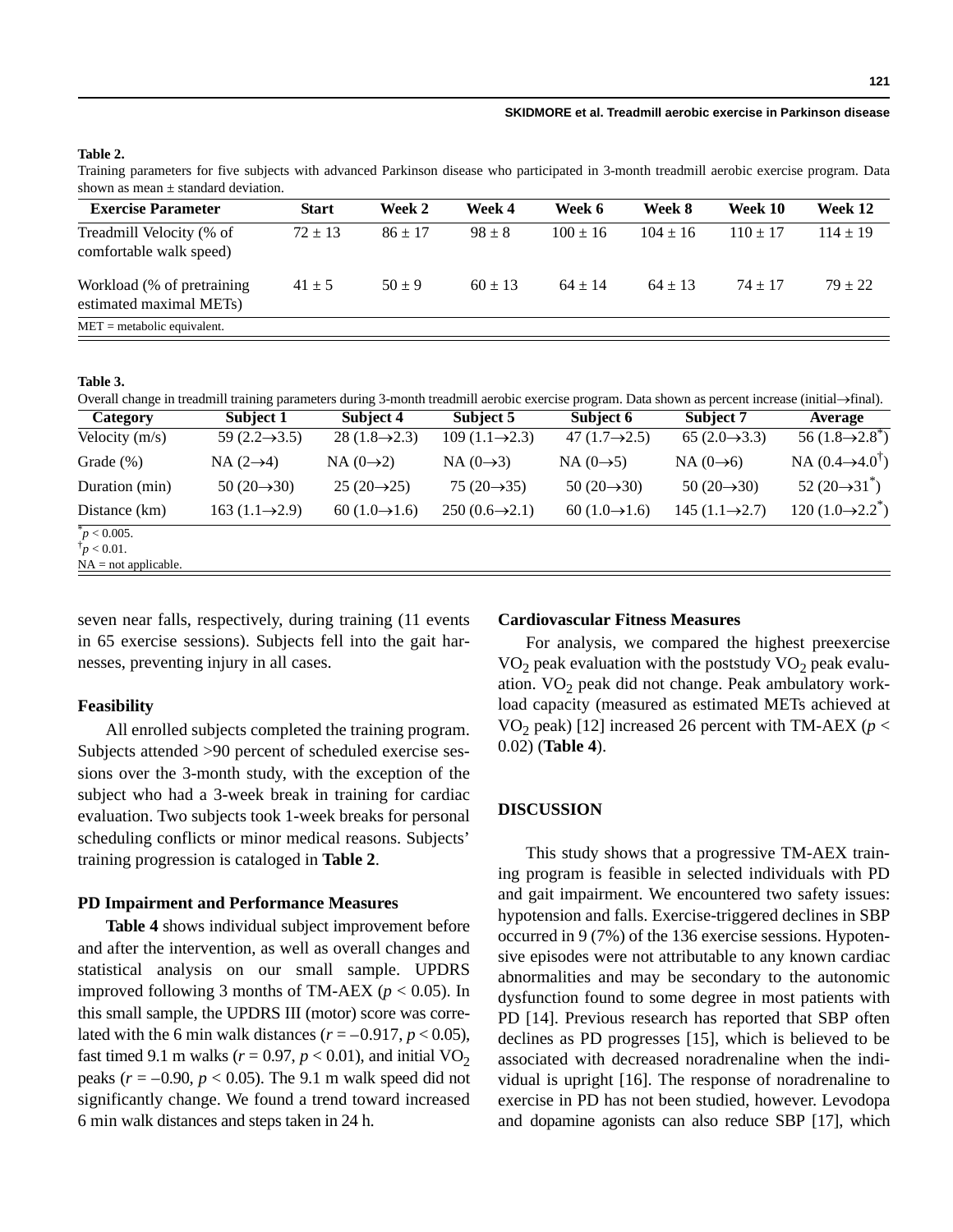**Table 2.**

Training parameters for five subjects with advanced Parkinson disease who participated in 3-month treadmill aerobic exercise program. Data shown as mean ± standard deviation.

| Exercise Parameter | Start | Week 2 | Week 4 | Week 6 | Week 8 | Week 10 | Week 12 |
|---|---|---|---|---|---|---|---|
| Treadmill Velocity (% of comfortable walk speed) | 72 ± 13 | 86 ± 17 | 98 ± 8 | 100 ± 16 | 104 ± 16 | 110 ± 17 | 114 ± 19 |
| Workload (% of pretraining estimated maximal METs) | 41 ± 5 | 50 ± 9 | 60 ± 13 | 64 ± 14 | 64 ± 13 | 74 ± 17 | 79 ± 22 |

MET = metabolic equivalent.

**Table 3.**

Overall change in treadmill training parameters during 3-month treadmill aerobic exercise program. Data shown as percent increase (initial→final).

| Category | Subject 1 | Subject 4 | Subject 5 | Subject 6 | Subject 7 | Average |
|---|---|---|---|---|---|---|
| Velocity (m/s) | 59 (2.2→3.5) | 28 (1.8→2.3) | 109 (1.1→2.3) | 47 (1.7→2.5) | 65 (2.0→3.3) | 56 (1.8→2.8*) |
| Grade (%) | NA (2→4) | NA (0→2) | NA (0→3) | NA (0→5) | NA (0→6) | NA (0.4→4.0†) |
| Duration (min) | 50 (20→30) | 25 (20→25) | 75 (20→35) | 50 (20→30) | 50 (20→30) | 52 (20→31*) |
| Distance (km) | 163 (1.1→2.9) | 60 (1.0→1.6) | 250 (0.6→2.1) | 60 (1.0→1.6) | 145 (1.1→2.7) | 120 (1.0→2.2*) |

*$p < 0.005$.
†$p < 0.01$.
NA = not applicable.

seven near falls, respectively, during training (11 events in 65 exercise sessions). Subjects fell into the gait harnesses, preventing injury in all cases.

### Feasibility

All enrolled subjects completed the training program. Subjects attended >90 percent of scheduled exercise sessions over the 3-month study, with the exception of the subject who had a 3-week break in training for cardiac evaluation. Two subjects took 1-week breaks for personal scheduling conflicts or minor medical reasons. Subjects' training progression is cataloged in **Table 2**.

### PD Impairment and Performance Measures

**Table 4** shows individual subject improvement before and after the intervention, as well as overall changes and statistical analysis on our small sample. UPDRS improved following 3 months of TM-AEX ($p < 0.05$). In this small sample, the UPDRS III (motor) score was correlated with the 6 min walk distances ($r = -0.917$, $p < 0.05$), fast timed 9.1 m walks ($r = 0.97$, $p < 0.01$), and initial $VO_2$ peaks ($r = -0.90$, $p < 0.05$). The 9.1 m walk speed did not significantly change. We found a trend toward increased 6 min walk distances and steps taken in 24 h.

### Cardiovascular Fitness Measures

For analysis, we compared the highest preexercise $VO_2$ peak evaluation with the poststudy $VO_2$ peak evaluation. $VO_2$ peak did not change. Peak ambulatory workload capacity (measured as estimated METs achieved at $VO_2$ peak) [12] increased 26 percent with TM-AEX ($p < 0.02$) (**Table 4**).

## DISCUSSION

This study shows that a progressive TM-AEX training program is feasible in selected individuals with PD and gait impairment. We encountered two safety issues: hypotension and falls. Exercise-triggered declines in SBP occurred in 9 (7%) of the 136 exercise sessions. Hypotensive episodes were not attributable to any known cardiac abnormalities and may be secondary to the autonomic dysfunction found to some degree in most patients with PD [14]. Previous research has reported that SBP often declines as PD progresses [15], which is believed to be associated with decreased noradrenaline when the individual is upright [16]. The response of noradrenaline to exercise in PD has not been studied, however. Levodopa and dopamine agonists can also reduce SBP [17], which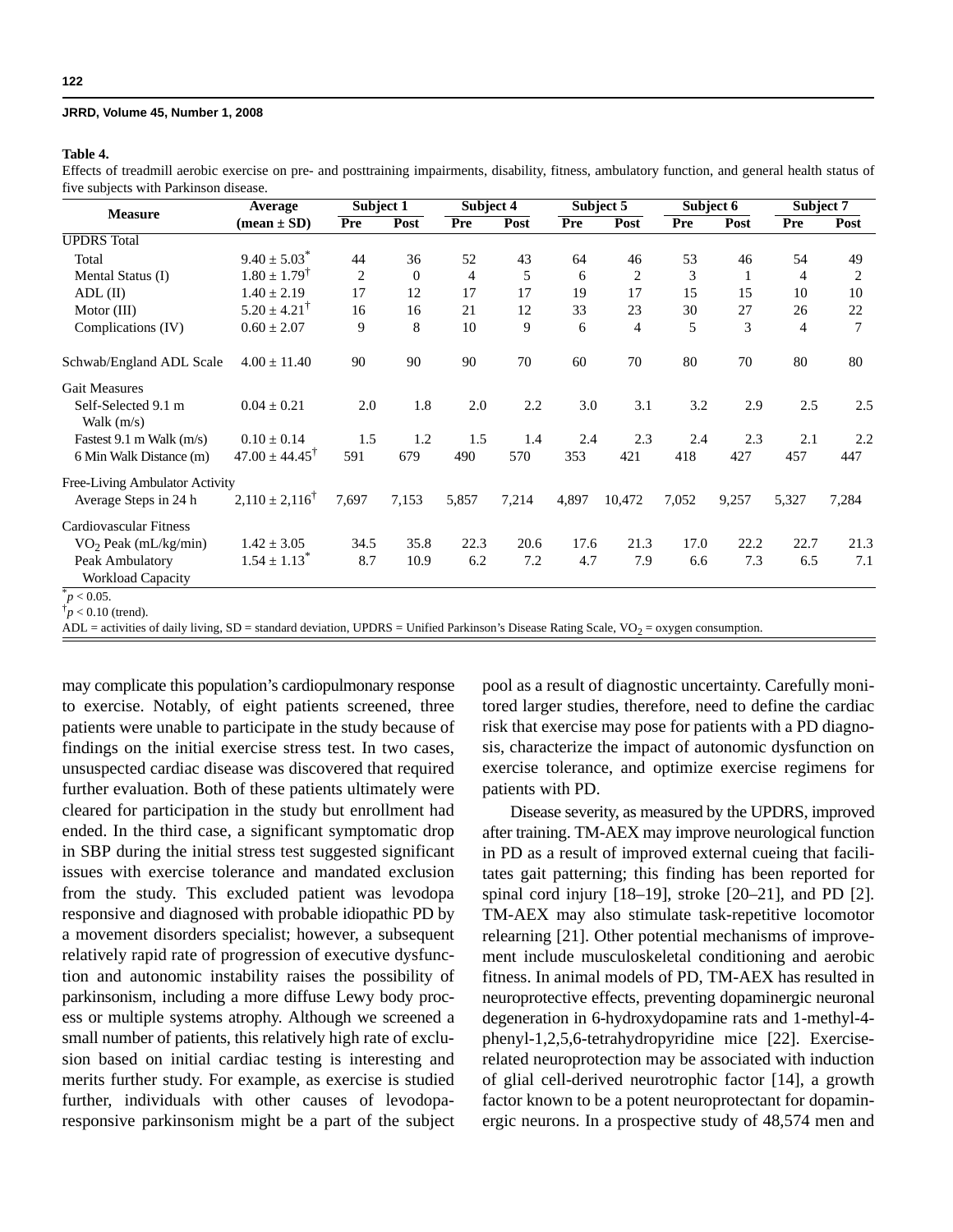**Table 4.**

Effects of treadmill aerobic exercise on pre- and posttraining impairments, disability, fitness, ambulatory function, and general health status of five subjects with Parkinson disease.

| Measure | Average (mean ± SD) | Subject 1 | | Subject 4 | | Subject 5 | | Subject 6 | | Subject 7 | |
|---|---|---|---|---|---|---|---|---|---|---|---|
| | | Pre | Post | Pre | Post | Pre | Post | Pre | Post | Pre | Post |
| UPDRS Total | | | | | | | | | | | |
| Total | 9.40 ± 5.03* | 44 | 36 | 52 | 43 | 64 | 46 | 53 | 46 | 54 | 49 |
| Mental Status (I) | 1.80 ± 1.79† | 2 | 0 | 4 | 5 | 6 | 2 | 3 | 1 | 4 | 2 |
| ADL (II) | 1.40 ± 2.19 | 17 | 12 | 17 | 17 | 19 | 17 | 15 | 15 | 10 | 10 |
| Motor (III) | 5.20 ± 4.21† | 16 | 16 | 21 | 12 | 33 | 23 | 30 | 27 | 26 | 22 |
| Complications (IV) | 0.60 ± 2.07 | 9 | 8 | 10 | 9 | 6 | 4 | 5 | 3 | 4 | 7 |
| Schwab/England ADL Scale | 4.00 ± 11.40 | 90 | 90 | 90 | 70 | 60 | 70 | 80 | 70 | 80 | 80 |
| Gait Measures | | | | | | | | | | | |
| Self-Selected 9.1 m Walk (m/s) | 0.04 ± 0.21 | 2.0 | 1.8 | 2.0 | 2.2 | 3.0 | 3.1 | 3.2 | 2.9 | 2.5 | 2.5 |
| Fastest 9.1 m Walk (m/s) | 0.10 ± 0.14 | 1.5 | 1.2 | 1.5 | 1.4 | 2.4 | 2.3 | 2.4 | 2.3 | 2.1 | 2.2 |
| 6 Min Walk Distance (m) | 47.00 ± 44.45† | 591 | 679 | 490 | 570 | 353 | 421 | 418 | 427 | 457 | 447 |
| Free-Living Ambulator Activity | | | | | | | | | | | |
| Average Steps in 24 h | 2,110 ± 2,116† | 7,697 | 7,153 | 5,857 | 7,214 | 4,897 | 10,472 | 7,052 | 9,257 | 5,327 | 7,284 |
| Cardiovascular Fitness | | | | | | | | | | | |
| $VO_2$ Peak (mL/kg/min) | 1.42 ± 3.05 | 34.5 | 35.8 | 22.3 | 20.6 | 17.6 | 21.3 | 17.0 | 22.2 | 22.7 | 21.3 |
| Peak Ambulatory Workload Capacity | 1.54 ± 1.13* | 8.7 | 10.9 | 6.2 | 7.2 | 4.7 | 7.9 | 6.6 | 7.3 | 6.5 | 7.1 |

*$p < 0.05$.
†$p < 0.10$ (trend).
ADL = activities of daily living, SD = standard deviation, UPDRS = Unified Parkinson's Disease Rating Scale, $VO_2$ = oxygen consumption.

may complicate this population's cardiopulmonary response to exercise. Notably, of eight patients screened, three patients were unable to participate in the study because of findings on the initial exercise stress test. In two cases, unsuspected cardiac disease was discovered that required further evaluation. Both of these patients ultimately were cleared for participation in the study but enrollment had ended. In the third case, a significant symptomatic drop in SBP during the initial stress test suggested significant issues with exercise tolerance and mandated exclusion from the study. This excluded patient was levodopa responsive and diagnosed with probable idiopathic PD by a movement disorders specialist; however, a subsequent relatively rapid rate of progression of executive dysfunction and autonomic instability raises the possibility of parkinsonism, including a more diffuse Lewy body process or multiple systems atrophy. Although we screened a small number of patients, this relatively high rate of exclusion based on initial cardiac testing is interesting and merits further study. For example, as exercise is studied further, individuals with other causes of levodopa-responsive parkinsonism might be a part of the subject pool as a result of diagnostic uncertainty. Carefully monitored larger studies, therefore, need to define the cardiac risk that exercise may pose for patients with a PD diagnosis, characterize the impact of autonomic dysfunction on exercise tolerance, and optimize exercise regimens for patients with PD.

Disease severity, as measured by the UPDRS, improved after training. TM-AEX may improve neurological function in PD as a result of improved external cueing that facilitates gait patterning; this finding has been reported for spinal cord injury [18–19], stroke [20–21], and PD [2]. TM-AEX may also stimulate task-repetitive locomotor relearning [21]. Other potential mechanisms of improvement include musculoskeletal conditioning and aerobic fitness. In animal models of PD, TM-AEX has resulted in neuroprotective effects, preventing dopaminergic neuronal degeneration in 6-hydroxydopamine rats and 1-methyl-4-phenyl-1,2,5,6-tetrahydropyridine mice [22]. Exercise-related neuroprotection may be associated with induction of glial cell-derived neurotrophic factor [14], a growth factor known to be a potent neuroprotectant for dopaminergic neurons. In a prospective study of 48,574 men and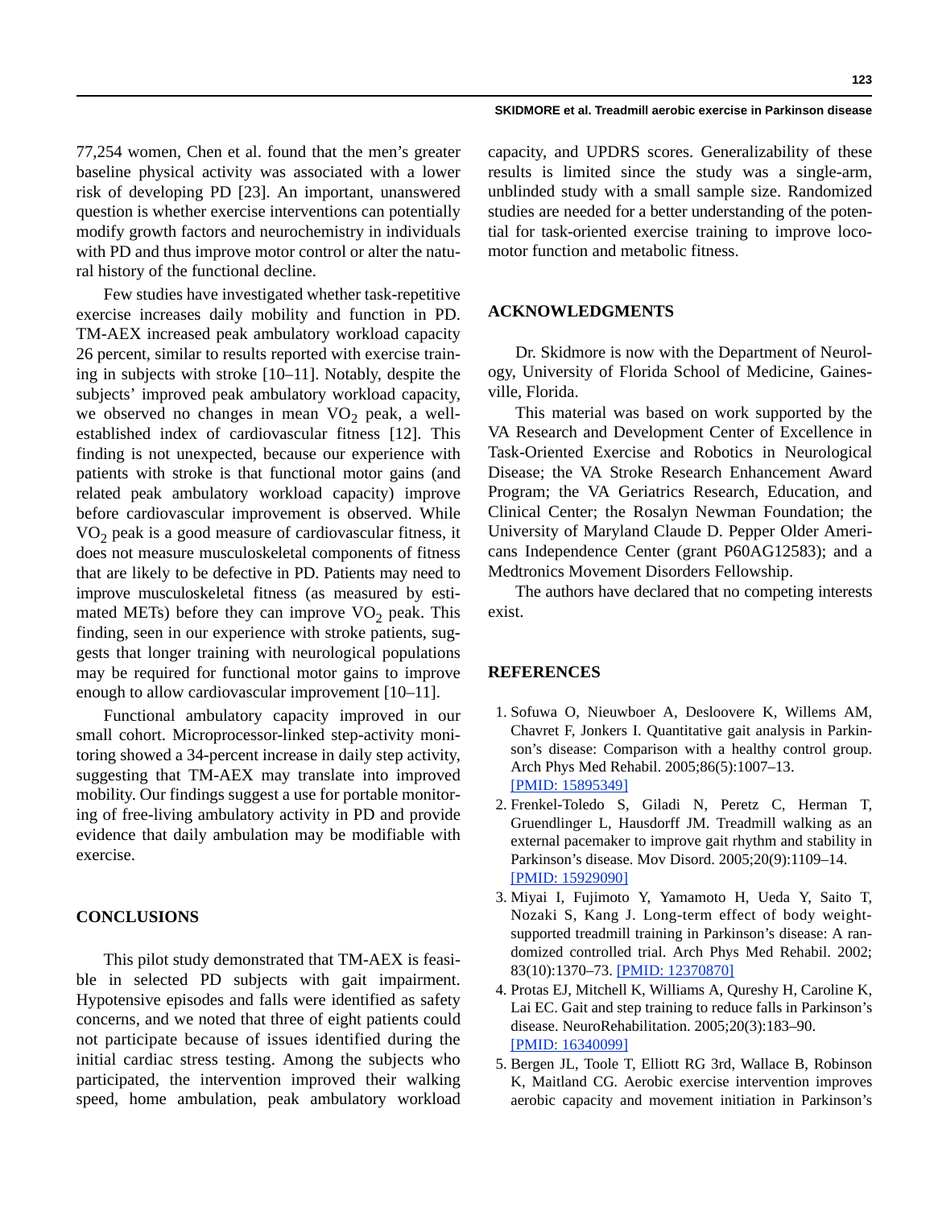77,254 women, Chen et al. found that the men's greater baseline physical activity was associated with a lower risk of developing PD [23]. An important, unanswered question is whether exercise interventions can potentially modify growth factors and neurochemistry in individuals with PD and thus improve motor control or alter the natural history of the functional decline.

Few studies have investigated whether task-repetitive exercise increases daily mobility and function in PD. TM-AEX increased peak ambulatory workload capacity 26 percent, similar to results reported with exercise training in subjects with stroke [10–11]. Notably, despite the subjects' improved peak ambulatory workload capacity, we observed no changes in mean $VO_2$ peak, a well-established index of cardiovascular fitness [12]. This finding is not unexpected, because our experience with patients with stroke is that functional motor gains (and related peak ambulatory workload capacity) improve before cardiovascular improvement is observed. While $VO_2$ peak is a good measure of cardiovascular fitness, it does not measure musculoskeletal components of fitness that are likely to be defective in PD. Patients may need to improve musculoskeletal fitness (as measured by estimated METs) before they can improve $VO_2$ peak. This finding, seen in our experience with stroke patients, suggests that longer training with neurological populations may be required for functional motor gains to improve enough to allow cardiovascular improvement [10–11].

Functional ambulatory capacity improved in our small cohort. Microprocessor-linked step-activity monitoring showed a 34-percent increase in daily step activity, suggesting that TM-AEX may translate into improved mobility. Our findings suggest a use for portable monitoring of free-living ambulatory activity in PD and provide evidence that daily ambulation may be modifiable with exercise.

## CONCLUSIONS

This pilot study demonstrated that TM-AEX is feasible in selected PD subjects with gait impairment. Hypotensive episodes and falls were identified as safety concerns, and we noted that three of eight patients could not participate because of issues identified during the initial cardiac stress testing. Among the subjects who participated, the intervention improved their walking speed, home ambulation, peak ambulatory workload capacity, and UPDRS scores. Generalizability of these results is limited since the study was a single-arm, unblinded study with a small sample size. Randomized studies are needed for a better understanding of the potential for task-oriented exercise training to improve locomotor function and metabolic fitness.

## ACKNOWLEDGMENTS

Dr. Skidmore is now with the Department of Neurology, University of Florida School of Medicine, Gainesville, Florida.

This material was based on work supported by the VA Research and Development Center of Excellence in Task-Oriented Exercise and Robotics in Neurological Disease; the VA Stroke Research Enhancement Award Program; the VA Geriatrics Research, Education, and Clinical Center; the Rosalyn Newman Foundation; the University of Maryland Claude D. Pepper Older Americans Independence Center (grant P60AG12583); and a Medtronics Movement Disorders Fellowship.

The authors have declared that no competing interests exist.

## REFERENCES

1. Sofuwa O, Nieuwboer A, Desloovere K, Willems AM, Chavret F, Jonkers I. Quantitative gait analysis in Parkinson's disease: Comparison with a healthy control group. Arch Phys Med Rehabil. 2005;86(5):1007–13. [PMID: 15895349]
2. Frenkel-Toledo S, Giladi N, Peretz C, Herman T, Gruendlinger L, Hausdorff JM. Treadmill walking as an external pacemaker to improve gait rhythm and stability in Parkinson's disease. Mov Disord. 2005;20(9):1109–14. [PMID: 15929090]
3. Miyai I, Fujimoto Y, Yamamoto H, Ueda Y, Saito T, Nozaki S, Kang J. Long-term effect of body weight-supported treadmill training in Parkinson's disease: A randomized controlled trial. Arch Phys Med Rehabil. 2002; 83(10):1370–73. [PMID: 12370870]
4. Protas EJ, Mitchell K, Williams A, Qureshy H, Caroline K, Lai EC. Gait and step training to reduce falls in Parkinson's disease. NeuroRehabilitation. 2005;20(3):183–90. [PMID: 16340099]
5. Bergen JL, Toole T, Elliott RG 3rd, Wallace B, Robinson K, Maitland CG. Aerobic exercise intervention improves aerobic capacity and movement initiation in Parkinson's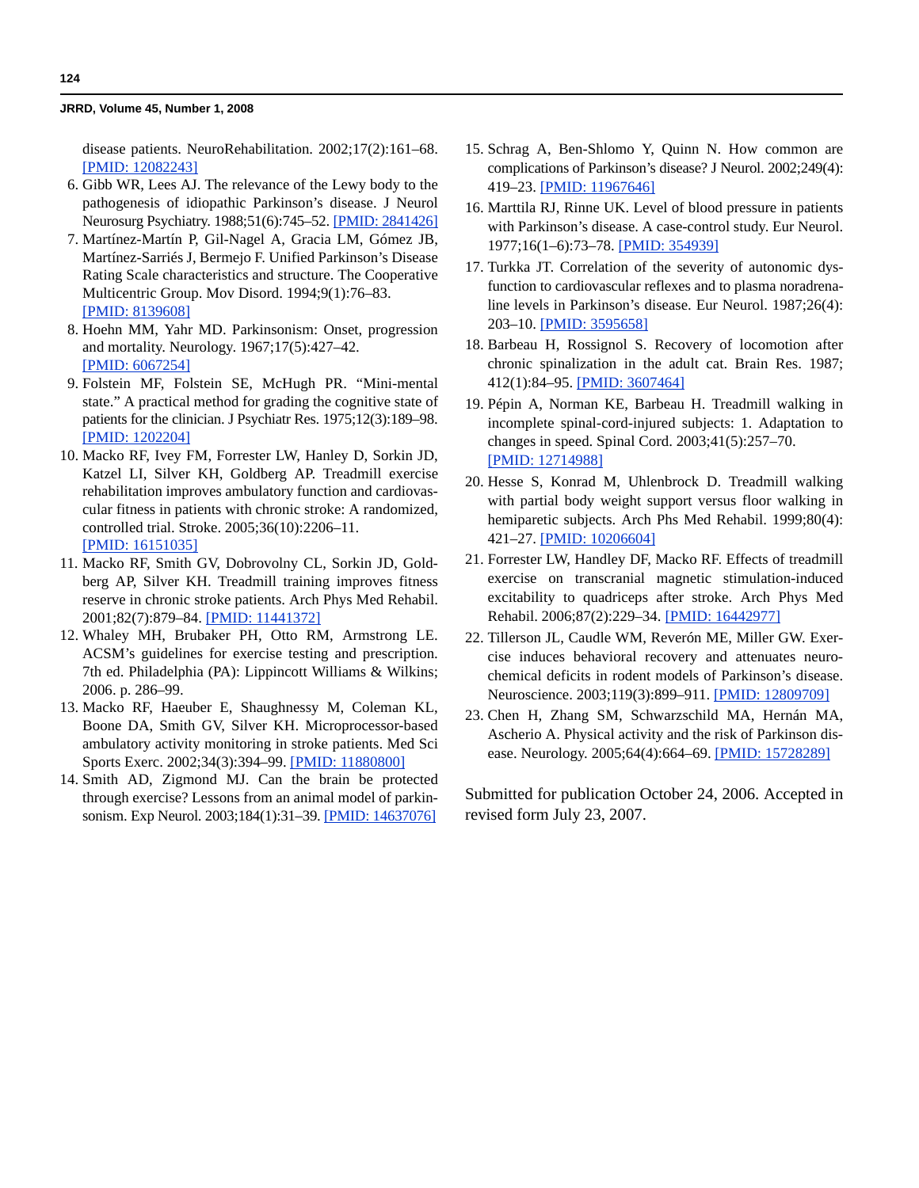disease patients. NeuroRehabilitation. 2002;17(2):161–68. [PMID: 12082243]

6. Gibb WR, Lees AJ. The relevance of the Lewy body to the pathogenesis of idiopathic Parkinson's disease. J Neurol Neurosurg Psychiatry. 1988;51(6):745–52. [PMID: 2841426]
7. Martínez-Martín P, Gil-Nagel A, Gracia LM, Gómez JB, Martínez-Sarriés J, Bermejo F. Unified Parkinson's Disease Rating Scale characteristics and structure. The Cooperative Multicentric Group. Mov Disord. 1994;9(1):76–83. [PMID: 8139608]
8. Hoehn MM, Yahr MD. Parkinsonism: Onset, progression and mortality. Neurology. 1967;17(5):427–42. [PMID: 6067254]
9. Folstein MF, Folstein SE, McHugh PR. "Mini-mental state." A practical method for grading the cognitive state of patients for the clinician. J Psychiatr Res. 1975;12(3):189–98. [PMID: 1202204]
10. Macko RF, Ivey FM, Forrester LW, Hanley D, Sorkin JD, Katzel LI, Silver KH, Goldberg AP. Treadmill exercise rehabilitation improves ambulatory function and cardiovascular fitness in patients with chronic stroke: A randomized, controlled trial. Stroke. 2005;36(10):2206–11. [PMID: 16151035]
11. Macko RF, Smith GV, Dobrovolny CL, Sorkin JD, Goldberg AP, Silver KH. Treadmill training improves fitness reserve in chronic stroke patients. Arch Phys Med Rehabil. 2001;82(7):879–84. [PMID: 11441372]
12. Whaley MH, Brubaker PH, Otto RM, Armstrong LE. ACSM's guidelines for exercise testing and prescription. 7th ed. Philadelphia (PA): Lippincott Williams & Wilkins; 2006. p. 286–99.
13. Macko RF, Haeuber E, Shaughnessy M, Coleman KL, Boone DA, Smith GV, Silver KH. Microprocessor-based ambulatory activity monitoring in stroke patients. Med Sci Sports Exerc. 2002;34(3):394–99. [PMID: 11880800]
14. Smith AD, Zigmond MJ. Can the brain be protected through exercise? Lessons from an animal model of parkinsonism. Exp Neurol. 2003;184(1):31–39. [PMID: 14637076]
15. Schrag A, Ben-Shlomo Y, Quinn N. How common are complications of Parkinson's disease? J Neurol. 2002;249(4): 419–23. [PMID: 11967646]
16. Marttila RJ, Rinne UK. Level of blood pressure in patients with Parkinson's disease. A case-control study. Eur Neurol. 1977;16(1–6):73–78. [PMID: 354939]
17. Turkka JT. Correlation of the severity of autonomic dysfunction to cardiovascular reflexes and to plasma noradrenaline levels in Parkinson's disease. Eur Neurol. 1987;26(4): 203–10. [PMID: 3595658]
18. Barbeau H, Rossignol S. Recovery of locomotion after chronic spinalization in the adult cat. Brain Res. 1987; 412(1):84–95. [PMID: 3607464]
19. Pépin A, Norman KE, Barbeau H. Treadmill walking in incomplete spinal-cord-injured subjects: 1. Adaptation to changes in speed. Spinal Cord. 2003;41(5):257–70. [PMID: 12714988]
20. Hesse S, Konrad M, Uhlenbrock D. Treadmill walking with partial body weight support versus floor walking in hemiparetic subjects. Arch Phs Med Rehabil. 1999;80(4): 421–27. [PMID: 10206604]
21. Forrester LW, Handley DF, Macko RF. Effects of treadmill exercise on transcranial magnetic stimulation-induced excitability to quadriceps after stroke. Arch Phys Med Rehabil. 2006;87(2):229–34. [PMID: 16442977]
22. Tillerson JL, Caudle WM, Reverón ME, Miller GW. Exercise induces behavioral recovery and attenuates neurochemical deficits in rodent models of Parkinson's disease. Neuroscience. 2003;119(3):899–911. [PMID: 12809709]
23. Chen H, Zhang SM, Schwarzschild MA, Hernán MA, Ascherio A. Physical activity and the risk of Parkinson disease. Neurology. 2005;64(4):664–69. [PMID: 15728289]

Submitted for publication October 24, 2006. Accepted in revised form July 23, 2007.